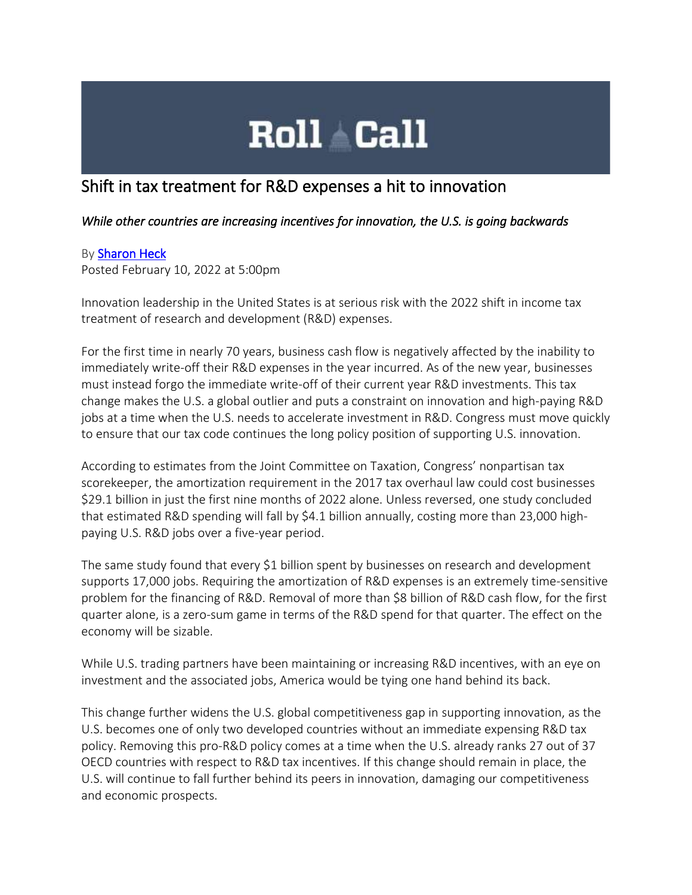# Roll Call

## Shift in tax treatment for R&D expenses a hit to innovation

*While other countries are increasing incentives for innovation, the U.S. is going backwards*

By [Sharon Heck]()
Posted February 10, 2022 at 5:00pm

Innovation leadership in the United States is at serious risk with the 2022 shift in income tax treatment of research and development (R&D) expenses.

For the first time in nearly 70 years, business cash flow is negatively affected by the inability to immediately write-off their R&D expenses in the year incurred. As of the new year, businesses must instead forgo the immediate write-off of their current year R&D investments. This tax change makes the U.S. a global outlier and puts a constraint on innovation and high-paying R&D jobs at a time when the U.S. needs to accelerate investment in R&D. Congress must move quickly to ensure that our tax code continues the long policy position of supporting U.S. innovation.

According to estimates from the Joint Committee on Taxation, Congress' nonpartisan tax scorekeeper, the amortization requirement in the 2017 tax overhaul law could cost businesses $29.1 billion in just the first nine months of 2022 alone. Unless reversed, one study concluded that estimated R&D spending will fall by $4.1 billion annually, costing more than 23,000 high-paying U.S. R&D jobs over a five-year period.

The same study found that every $1 billion spent by businesses on research and development supports 17,000 jobs. Requiring the amortization of R&D expenses is an extremely time-sensitive problem for the financing of R&D. Removal of more than $8 billion of R&D cash flow, for the first quarter alone, is a zero-sum game in terms of the R&D spend for that quarter. The effect on the economy will be sizable.

While U.S. trading partners have been maintaining or increasing R&D incentives, with an eye on investment and the associated jobs, America would be tying one hand behind its back.

This change further widens the U.S. global competitiveness gap in supporting innovation, as the U.S. becomes one of only two developed countries without an immediate expensing R&D tax policy. Removing this pro-R&D policy comes at a time when the U.S. already ranks 27 out of 37 OECD countries with respect to R&D tax incentives. If this change should remain in place, the U.S. will continue to fall further behind its peers in innovation, damaging our competitiveness and economic prospects.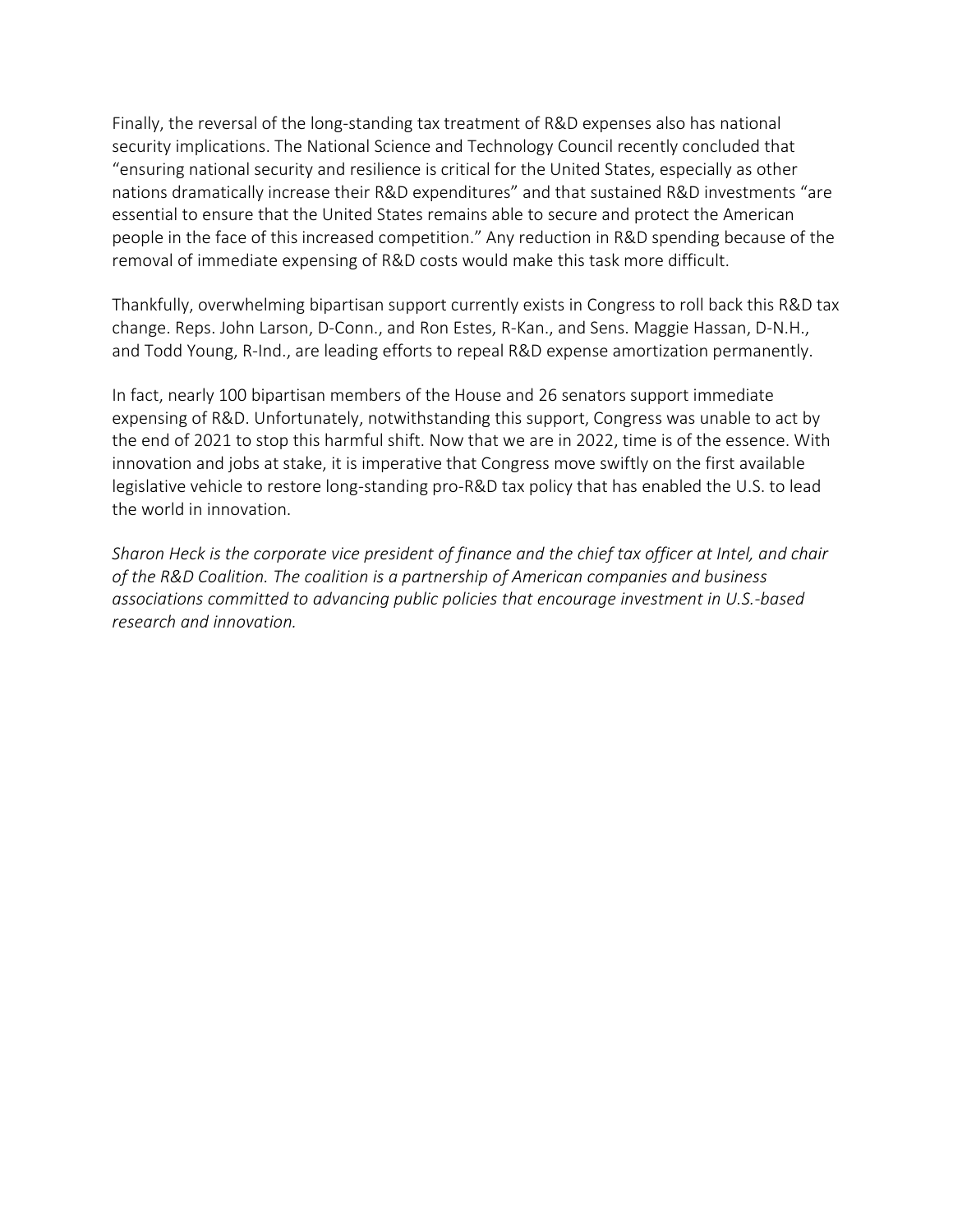Finally, the reversal of the long-standing tax treatment of R&D expenses also has national security implications. The National Science and Technology Council recently concluded that "ensuring national security and resilience is critical for the United States, especially as other nations dramatically increase their R&D expenditures" and that sustained R&D investments "are essential to ensure that the United States remains able to secure and protect the American people in the face of this increased competition." Any reduction in R&D spending because of the removal of immediate expensing of R&D costs would make this task more difficult.

Thankfully, overwhelming bipartisan support currently exists in Congress to roll back this R&D tax change. Reps. John Larson, D-Conn., and Ron Estes, R-Kan., and Sens. Maggie Hassan, D-N.H., and Todd Young, R-Ind., are leading efforts to repeal R&D expense amortization permanently.

In fact, nearly 100 bipartisan members of the House and 26 senators support immediate expensing of R&D. Unfortunately, notwithstanding this support, Congress was unable to act by the end of 2021 to stop this harmful shift. Now that we are in 2022, time is of the essence. With innovation and jobs at stake, it is imperative that Congress move swiftly on the first available legislative vehicle to restore long-standing pro-R&D tax policy that has enabled the U.S. to lead the world in innovation.

*Sharon Heck is the corporate vice president of finance and the chief tax officer at Intel, and chair of the R&D Coalition. The coalition is a partnership of American companies and business associations committed to advancing public policies that encourage investment in U.S.-based research and innovation.*